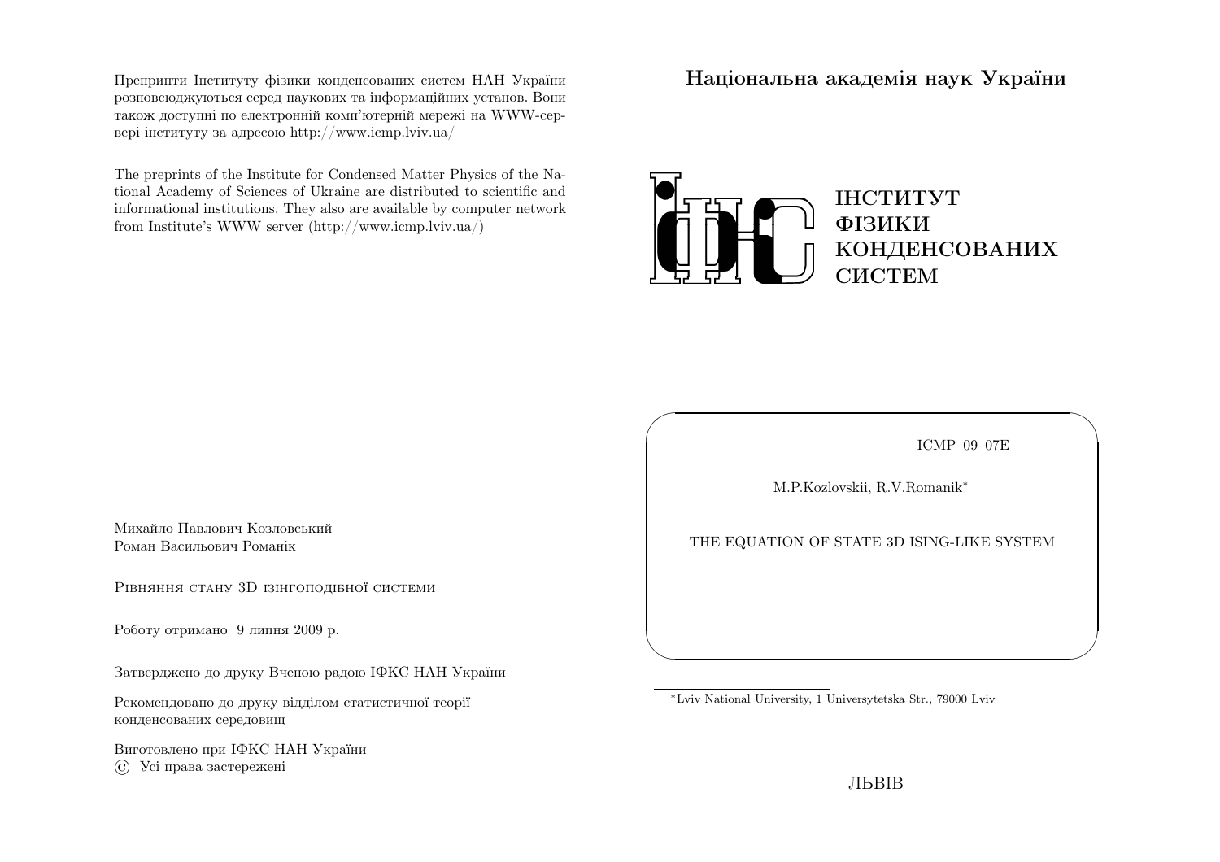Препринти Інституту фізики конденсованих систем НАН України розповсюджуються серед наукових та інформаційних установ. Вони також доступні по електронній комп'ютерній мережі на WWW-сервері інституту за адресою http://www.icmp.lviv.ua/

The preprints of the Institute for Condensed Matter Physics of the National Academy of Sciences of Ukraine are distributed to scientific and informational institutions. They also are available by computer network from Institute's WWW server (http://www.icmp.lviv.ua/)

Михайло Павлович Козловський
Роман Васильович Романік

Рівняння стану 3D ізінгоподібної системи

Роботу отримано 9 липня 2009 р.

Затверджено до друку Вченою радою ІФКС НАН України

Рекомендовано до друку відділом статистичної теорії конденсованих середовищ

Виготовлено при ІФКС НАН України
© Усі права застережені

**Національна академія наук України**

**ІНСТИТУТ ФІЗИКИ КОНДЕНСОВАНИХ СИСТЕМ**

ICMP–09–07E

M.P.Kozlovskii, R.V.Romanik*

THE EQUATION OF STATE 3D ISING-LIKE SYSTEM

*Lviv National University, 1 Universytetska Str., 79000 Lviv

ЛЬВІВ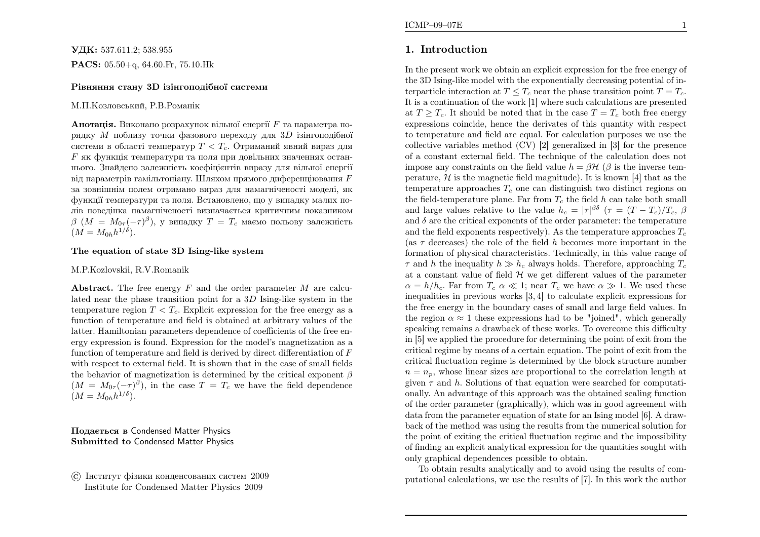**УДК:** 537.611.2; 538.955

**PACS:** 05.50+q, 64.60.Fr, 75.10.Hk

**Рівняння стану 3D ізінгоподібної системи**

М.П.Козловський, Р.В.Романік

**Анотація.** Виконано розрахунок вільної енергії $F$ та параметра порядку $M$ поблизу точки фазового переходу для $3D$ ізінгоподібної системи в області температур $T < T_c$. Отриманий явний вираз для $F$ як функція температури та поля при довільних значеннях останнього. Знайдено залежність коефіцієнтів виразу для вільної енергії від параметрів гамільтоніану. Шляхом прямого диференціювання $F$ за зовнішнім полем отримано вираз для намагніченості моделі, як функції температури та поля. Встановлено, що у випадку малих полів поведінка намагніченості визначається критичним показником $\beta$ ($M = M_{0\tau}(-\tau)^{\beta}$), у випадку $T = T_c$ маємо польову залежність ($M = M_{0h}h^{1/\delta}$).

**The equation of state 3D Ising-like system**

M.P.Kozlovskii, R.V.Romanik

**Abstract.** The free energy $F$ and the order parameter $M$ are calculated near the phase transition point for a $3D$ Ising-like system in the temperature region $T < T_c$. Explicit expression for the free energy as a function of temperature and field is obtained at arbitrary values of the latter. Hamiltonian parameters dependence of coefficients of the free energy expression is found. Expression for the model's magnetization as a function of temperature and field is derived by direct differentiation of $F$ with respect to external field. It is shown that in the case of small fields the behavior of magnetization is determined by the critical exponent $\beta$ ($M = M_{0\tau}(-\tau)^{\beta}$), in the case $T = T_c$ we have the field dependence ($M = M_{0h}h^{1/\delta}$).

**Подається в** Condensed Matter Physics
**Submitted to** Condensed Matter Physics

© Інститут фізики конденсованих систем 2009
Institute for Condensed Matter Physics 2009

## 1. Introduction

In the present work we obtain an explicit expression for the free energy of the 3D Ising-like model with the exponentially decreasing potential of interparticle interaction at $T \leq T_c$ near the phase transition point $T = T_c$. It is a continuation of the work [1] where such calculations are presented at $T \geq T_c$. It should be noted that in the case $T = T_c$ both free energy expressions coincide, hence the derivates of this quantity with respect to temperature and field are equal. For calculation purposes we use the collective variables method (CV) [2] generalized in [3] for the presence of a constant external field. The technique of the calculation does not impose any constraints on the field value $h = \beta\mathcal{H}$ ($\beta$ is the inverse temperature, $\mathcal{H}$ is the magnetic field magnitude). It is known [4] that as the temperature approaches $T_c$ one can distinguish two distinct regions on the field-temperature plane. Far from $T_c$ the field $h$ can take both small and large values relative to the value $h_c = |\tau|^{\beta\delta}$ ($\tau = (T - T_c)/T_c$, $\beta$ and $\delta$ are the critical exponents of the order parameter: the temperature and the field exponents respectively). As the temperature approaches $T_c$ (as $\tau$ decreases) the role of the field $h$ becomes more important in the formation of physical characteristics. Technically, in this value range of $\tau$ and $h$ the inequality $h \gg h_c$ always holds. Therefore, approaching $T_c$ at a constant value of field $\mathcal{H}$ we get different values of the parameter $\alpha = h/h_c$. Far from $T_c$ $\alpha \ll 1$; near $T_c$ we have $\alpha \gg 1$. We used these inequalities in previous works [3, 4] to calculate explicit expressions for the free energy in the boundary cases of small and large field values. In the region $\alpha \approx 1$ these expressions had to be "joined", which generally speaking remains a drawback of these works. To overcome this difficulty in [5] we applied the procedure for determining the point of exit from the critical regime by means of a certain equation. The point of exit from the critical fluctuation regime is determined by the block structure number $n = n_p$, whose linear sizes are proportional to the correlation length at given $\tau$ and $h$. Solutions of that equation were searched for computationally. An advantage of this approach was the obtained scaling function of the order parameter (graphically), which was in good agreement with data from the parameter equation of state for an Ising model [6]. A drawback of the method was using the results from the numerical solution for the point of exiting the critical fluctuation regime and the impossibility of finding an explicit analytical expression for the quantities sought with only graphical dependences possible to obtain.

To obtain results analytically and to avoid using the results of computational calculations, we use the results of [7]. In this work the author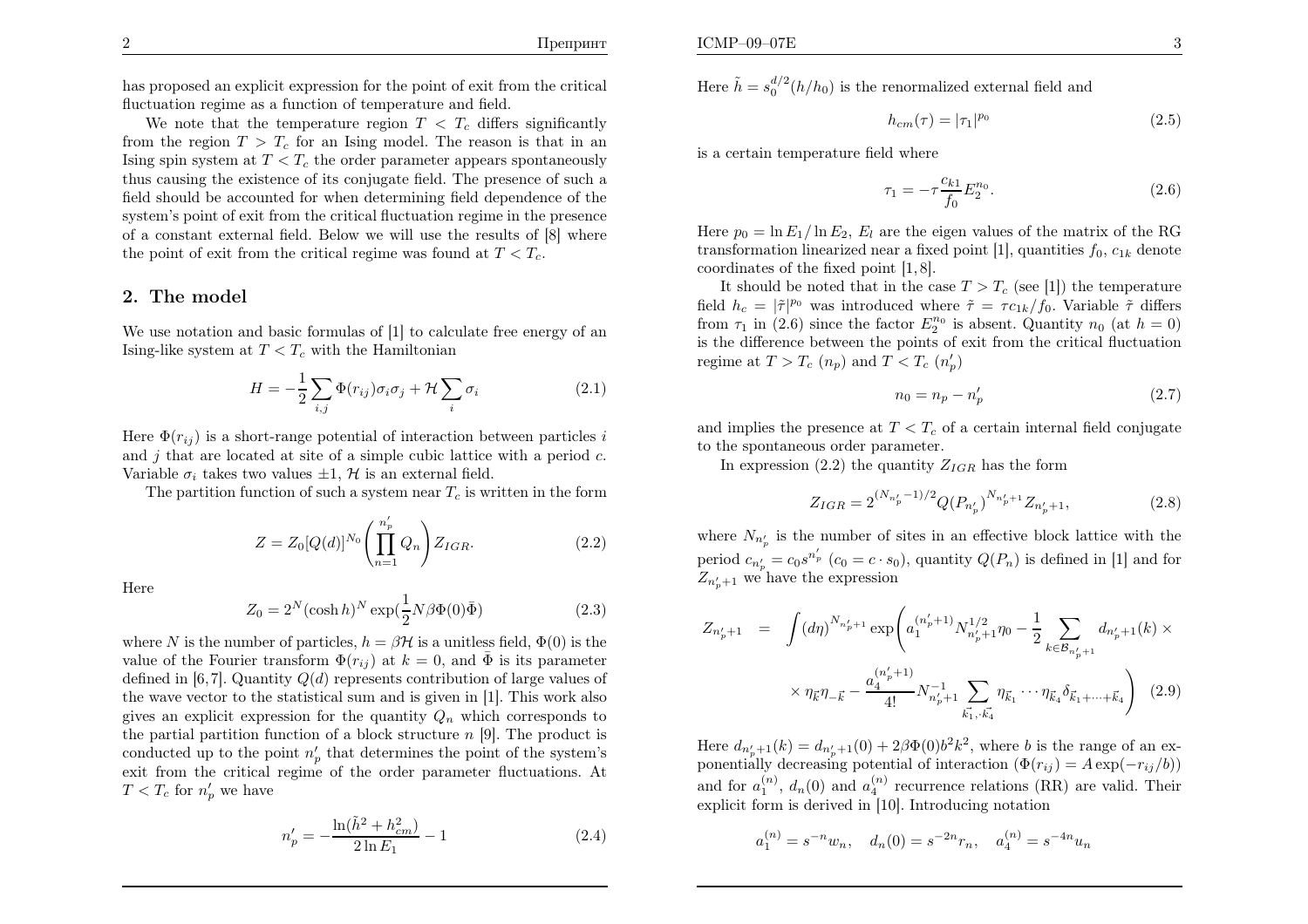has proposed an explicit expression for the point of exit from the critical fluctuation regime as a function of temperature and field.

We note that the temperature region $T < T_c$ differs significantly from the region $T > T_c$ for an Ising model. The reason is that in an Ising spin system at $T < T_c$ the order parameter appears spontaneously thus causing the existence of its conjugate field. The presence of such a field should be accounted for when determining field dependence of the system's point of exit from the critical fluctuation regime in the presence of a constant external field. Below we will use the results of [8] where the point of exit from the critical regime was found at $T < T_c$.

## 2. The model

We use notation and basic formulas of [1] to calculate free energy of an Ising-like system at $T < T_c$ with the Hamiltonian

$$H = -\frac{1}{2}\sum_{i,j}\Phi(r_{ij})\sigma_i\sigma_j + \mathcal{H}\sum_i \sigma_i \tag{2.1}$$

Here $\Phi(r_{ij})$ is a short-range potential of interaction between particles $i$ and $j$ that are located at site of a simple cubic lattice with a period $c$. Variable $\sigma_i$ takes two values $\pm 1$, $\mathcal{H}$ is an external field.

The partition function of such a system near $T_c$ is written in the form

$$Z = Z_0[Q(d)]^{N_0}\left(\prod_{n=1}^{n'_p} Q_n\right) Z_{IGR}. \tag{2.2}$$

Here

$$Z_0 = 2^N(\cosh h)^N \exp(\frac{1}{2}N\beta\Phi(0)\bar{\Phi}) \tag{2.3}$$

where $N$ is the number of particles, $h = \beta\mathcal{H}$ is a unitless field, $\Phi(0)$ is the value of the Fourier transform $\Phi(r_{ij})$ at $k = 0$, and $\bar{\Phi}$ is its parameter defined in [6,7]. Quantity $Q(d)$ represents contribution of large values of the wave vector to the statistical sum and is given in [1]. This work also gives an explicit expression for the quantity $Q_n$ which corresponds to the partial partition function of a block structure $n$ [9]. The product is conducted up to the point $n'_p$ that determines the point of the system's exit from the critical regime of the order parameter fluctuations. At $T < T_c$ for $n'_p$ we have

$$n'_p = -\frac{\ln(\tilde{h}^2 + h_{cm}^2)}{2\ln E_1} - 1 \tag{2.4}$$

Here $\tilde{h} = s_0^{d/2}(h/h_0)$ is the renormalized external field and

$$h_{cm}(\tau) = |\tau_1|^{p_0} \tag{2.5}$$

is a certain temperature field where

$$\tau_1 = -\tau\frac{c_{k1}}{f_0}E_2^{n_0}. \tag{2.6}$$

Here $p_0 = \ln E_1/\ln E_2$, $E_l$ are the eigen values of the matrix of the RG transformation linearized near a fixed point [1], quantities $f_0$, $c_{1k}$ denote coordinates of the fixed point [1,8].

It should be noted that in the case $T > T_c$ (see [1]) the temperature field $h_c = |\tilde{\tau}|^{p_0}$ was introduced where $\tilde{\tau} = \tau c_{1k}/f_0$. Variable $\tilde{\tau}$ differs from $\tau_1$ in (2.6) since the factor $E_2^{n_0}$ is absent. Quantity $n_0$ (at $h = 0$) is the difference between the points of exit from the critical fluctuation regime at $T > T_c$ ($n_p$) and $T < T_c$ ($n'_p$)

$$n_0 = n_p - n'_p \tag{2.7}$$

and implies the presence at $T < T_c$ of a certain internal field conjugate to the spontaneous order parameter.

In expression (2.2) the quantity $Z_{IGR}$ has the form

$$Z_{IGR} = 2^{(N_{n'_p}-1)/2}Q(P_{n'_p})^{N_{n'_p+1}}Z_{n'_p+1}, \tag{2.8}$$

where $N_{n'_p}$ is the number of sites in an effective block lattice with the period $c_{n'_p} = c_0 s^{n'_p}$ ($c_0 = c \cdot s_0$), quantity $Q(P_n)$ is defined in [1] and for $Z_{n'_p+1}$ we have the expression

$$\begin{aligned} Z_{n'_p+1} &= \int (d\eta)^{N_{n'_p+1}} \exp\Bigg( a_1^{(n'_p+1)} N_{n'_p+1}^{1/2}\eta_0 - \frac{1}{2}\sum_{k\in\mathcal{B}_{n'_p+1}} d_{n'_p+1}(k) \times \\ &\times \eta_{\vec{k}}\eta_{-\vec{k}} - \frac{a_4^{(n'_p+1)}}{4!}N_{n'_p+1}^{-1}\sum_{\vec{k_1},\cdot\vec{k_4}} \eta_{\vec{k}_1}\cdots\eta_{\vec{k}_4}\delta_{\vec{k}_1+\cdots+\vec{k}_4}\Bigg) \end{aligned} \tag{2.9}$$

Here $d_{n'_p+1}(k) = d_{n'_p+1}(0) + 2\beta\Phi(0)b^2k^2$, where $b$ is the range of an exponentially decreasing potential of interaction ($\Phi(r_{ij}) = A\exp(-r_{ij}/b)$) and for $a_1^{(n)}$, $d_n(0)$ and $a_4^{(n)}$ recurrence relations (RR) are valid. Their explicit form is derived in [10]. Introducing notation

$$a_1^{(n)} = s^{-n}w_n, \quad d_n(0) = s^{-2n}r_n, \quad a_4^{(n)} = s^{-4n}u_n$$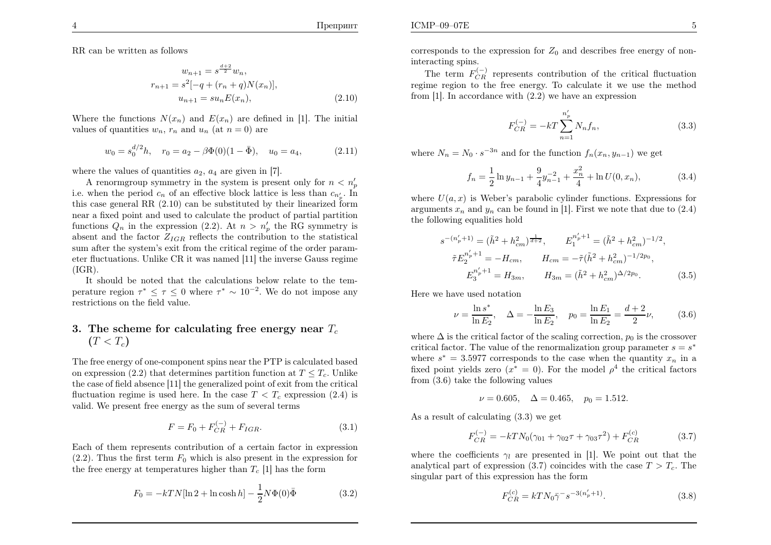RR can be written as follows

$$w_{n+1} = s^{\frac{d+2}{2}} w_n,$$
$$r_{n+1} = s^2[-q + (r_n + q)N(x_n)],$$
$$u_{n+1} = s u_n E(x_n), \tag{2.10}$$

Where the functions $N(x_n)$ and $E(x_n)$ are defined in [1]. The initial values of quantities $w_n$, $r_n$ and $u_n$ (at $n = 0$) are

$$w_0 = s_0^{d/2} h, \quad r_0 = a_2 - \beta\Phi(0)(1 - \bar{\Phi}), \quad u_0 = a_4, \tag{2.11}$$

where the values of quantities $a_2$, $a_4$ are given in [7].

A renormgroup symmetry in the system is present only for $n < n'_p$ i.e. when the period $c_n$ of an effective block lattice is less than $c_{n'_p}$. In this case general RR (2.10) can be substituted by their linearized form near a fixed point and used to calculate the product of partial partition functions $Q_n$ in the expression (2.2). At $n > n'_p$ the RG symmetry is absent and the factor $Z_{IGR}$ reflects the contribution to the statistical sum after the system's exit from the critical regime of the order parameter fluctuations. Unlike CR it was named [11] the inverse Gauss regime (IGR).

It should be noted that the calculations below relate to the temperature region $\tau^* \leq \tau \leq 0$ where $\tau^* \sim 10^{-2}$. We do not impose any restrictions on the field value.

## 3. The scheme for calculating free energy near $T_c$ $(T < T_c)$

The free energy of one-component spins near the PTP is calculated based on expression (2.2) that determines partition function at $T \leq T_c$. Unlike the case of field absence [11] the generalized point of exit from the critical fluctuation regime is used here. In the case $T < T_c$ expression (2.4) is valid. We present free energy as the sum of several terms

$$F = F_0 + F_{CR}^{(-)} + F_{IGR}. \tag{3.1}$$

Each of them represents contribution of a certain factor in expression (2.2). Thus the first term $F_0$ which is also present in the expression for the free energy at temperatures higher than $T_c$ [1] has the form

$$F_0 = -kTN[\ln 2 + \ln\cosh h] - \frac{1}{2} N\Phi(0)\bar{\Phi} \tag{3.2}$$

corresponds to the expression for $Z_0$ and describes free energy of non-interacting spins.

The term $F_{CR}^{(-)}$ represents contribution of the critical fluctuation regime region to the free energy. To calculate it we use the method from [1]. In accordance with (2.2) we have an expression

$$F_{CR}^{(-)} = -kT \sum_{n=1}^{n'_p} N_n f_n, \tag{3.3}$$

where $N_n = N_0 \cdot s^{-3n}$ and for the function $f_n(x_n, y_{n-1})$ we get

$$f_n = \frac{1}{2}\ln y_{n-1} + \frac{9}{4} y_{n-1}^{-2} + \frac{x_n^2}{4} + \ln U(0, x_n), \tag{3.4}$$

where $U(a, x)$ is Weber's parabolic cylinder functions. Expressions for arguments $x_n$ and $y_n$ can be found in [1]. First we note that due to (2.4) the following equalities hold

$$s^{-(n'_p+1)} = (\tilde{h}^2 + h_{cm}^2)^{\frac{1}{d+2}}, \qquad E_1^{n'_p+1} = (\tilde{h}^2 + h_{cm}^2)^{-1/2},$$
$$\tilde{\tau} E_2^{n'_p+1} = -H_{cm}, \qquad H_{cm} = -\tilde{\tau}(\tilde{h}^2 + h_{cm}^2)^{-1/2p_0},$$
$$E_3^{n'_p+1} = H_{3m}, \qquad H_{3m} = (\tilde{h}^2 + h_{cm}^2)^{\Delta/2p_0}. \tag{3.5}$$

Here we have used notation

$$\nu = \frac{\ln s^*}{\ln E_2}, \quad \Delta = -\frac{\ln E_3}{\ln E_2}, \quad p_0 = \frac{\ln E_1}{\ln E_2} = \frac{d+2}{2}\nu, \tag{3.6}$$

where $\Delta$ is the critical factor of the scaling correction, $p_0$ is the crossover critical factor. The value of the renormalization group parameter $s = s^*$ where $s^* = 3.5977$ corresponds to the case when the quantity $x_n$ in a fixed point yields zero ($x^* = 0$). For the model $\rho^4$ the critical factors from (3.6) take the following values

$$\nu = 0.605, \quad \Delta = 0.465, \quad p_0 = 1.512.$$

As a result of calculating (3.3) we get

$$F_{CR}^{(-)} = -kTN_0(\gamma_{01} + \gamma_{02}\tau + \gamma_{03}\tau^2) + F_{CR}^{(c)} \tag{3.7}$$

where the coefficients $\gamma_l$ are presented in [1]. We point out that the analytical part of expression (3.7) coincides with the case $T > T_c$. The singular part of this expression has the form

$$F_{CR}^{(c)} = kTN_0\bar{\gamma}^- s^{-3(n'_p+1)}. \tag{3.8}$$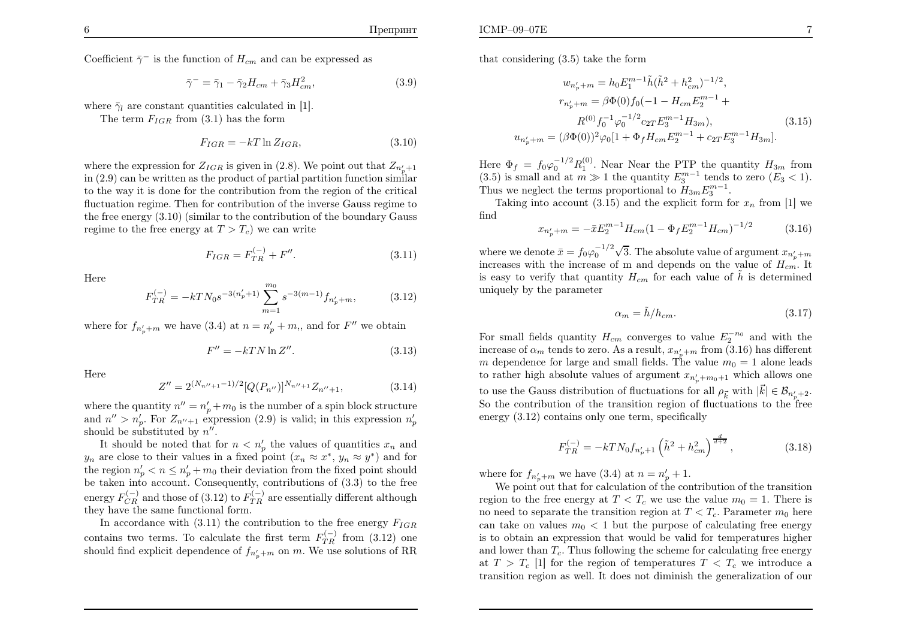Coefficient $\bar{\gamma}^-$ is the function of $H_{cm}$ and can be expressed as

$$\bar{\gamma}^- = \bar{\gamma}_1 - \bar{\gamma}_2 H_{cm} + \bar{\gamma}_3 H_{cm}^2, \tag{3.9}$$

where $\bar{\gamma}_l$ are constant quantities calculated in [1].

The term $F_{IGR}$ from (3.1) has the form

$$F_{IGR} = -kT \ln Z_{IGR}, \tag{3.10}$$

where the expression for $Z_{IGR}$ is given in (2.8). We point out that $Z_{n'_p+1}$ in (2.9) can be written as the product of partial partition function similar to the way it is done for the contribution from the region of the critical fluctuation regime. Then for contribution of the inverse Gauss regime to the free energy (3.10) (similar to the contribution of the boundary Gauss regime to the free energy at $T > T_c$) we can write

$$F_{IGR} = F_{TR}^{(-)} + F''. \tag{3.11}$$

Here

$$F_{TR}^{(-)} = -kTN_0 s^{-3(n'_p+1)} \sum_{m=1}^{m_0} s^{-3(m-1)} f_{n'_p+m}, \tag{3.12}$$

where for $f_{n'_p+m}$ we have (3.4) at $n = n'_p + m$,, and for $F''$ we obtain

$$F'' = -kTN \ln Z''. \tag{3.13}$$

Here

$$Z'' = 2^{(N_{n''+1}-1)/2}[Q(P_{n''})]^{N_{n''+1}} Z_{n''+1}, \tag{3.14}$$

where the quantity $n'' = n'_p + m_0$ is the number of a spin block structure and $n'' > n'_p$. For $Z_{n''+1}$ expression (2.9) is valid; in this expression $n'_p$ should be substituted by $n''$.

It should be noted that for $n < n'_p$ the values of quantities $x_n$ and $y_n$ are close to their values in a fixed point ($x_n \approx x^*$, $y_n \approx y^*$) and for the region $n'_p < n \leq n'_p + m_0$ their deviation from the fixed point should be taken into account. Consequently, contributions of (3.3) to the free energy $F_{CR}^{(-)}$ and those of (3.12) to $F_{TR}^{(-)}$ are essentially different although they have the same functional form.

In accordance with (3.11) the contribution to the free energy $F_{IGR}$ contains two terms. To calculate the first term $F_{TR}^{(-)}$ from (3.12) one should find explicit dependence of $f_{n'_p+m}$ on $m$. We use solutions of RR that considering (3.5) take the form

$$\begin{aligned} w_{n'_p+m} &= h_0 E_1^{m-1} \tilde{h}(\tilde{h}^2 + h_{cm}^2)^{-1/2}, \\ r_{n'_p+m} &= \beta\Phi(0) f_0(-1 - H_{cm} E_2^{m-1} + \\ &\quad R^{(0)} f_0^{-1} \varphi_0^{-1/2} c_{2T} E_3^{m-1} H_{3m}), \\ u_{n'_p+m} &= (\beta\Phi(0))^2 \varphi_0 [1 + \Phi_f H_{cm} E_2^{m-1} + c_{2T} E_3^{m-1} H_{3m}]. \end{aligned} \tag{3.15}$$

Here $\Phi_f = f_0 \varphi_0^{-1/2} R_1^{(0)}$. Near Near the PTP the quantity $H_{3m}$ from (3.5) is small and at $m \gg 1$ the quantity $E_3^{m-1}$ tends to zero ($E_3 < 1$). Thus we neglect the terms proportional to $H_{3m} E_3^{m-1}$.

Taking into account (3.15) and the explicit form for $x_n$ from [1] we find

$$x_{n'_p+m} = -\bar{x} E_2^{m-1} H_{cm} (1 - \Phi_f E_2^{m-1} H_{cm})^{-1/2} \tag{3.16}$$

where we denote $\bar{x} = f_0 \varphi_0^{-1/2} \sqrt{3}$. The absolute value of argument $x_{n'_p+m}$ increases with the increase of m and depends on the value of $H_{cm}$. It is easy to verify that quantity $H_{cm}$ for each value of $\tilde{h}$ is determined uniquely by the parameter

$$\alpha_m = \tilde{h}/h_{cm}. \tag{3.17}$$

For small fields quantity $H_{cm}$ converges to value $E_2^{-n_0}$ and with the increase of $\alpha_m$ tends to zero. As a result, $x_{n'_p+m}$ from (3.16) has different $m$ dependence for large and small fields. The value $m_0 = 1$ alone leads to rather high absolute values of argument $x_{n'_p+m_0+1}$ which allows one to use the Gauss distribution of fluctuations for all $\rho_{\vec{k}}$ with $|\vec{k}| \in \mathcal{B}_{n'_p+2}$. So the contribution of the transition region of fluctuations to the free energy (3.12) contains only one term, specifically

$$F_{TR}^{(-)} = -kTN_0 f_{n'_p+1} \left(\tilde{h}^2 + h_{cm}^2\right)^{\frac{d}{d+2}}, \tag{3.18}$$

where for $f_{n'_p+m}$ we have (3.4) at $n = n'_p + 1$.

We point out that for calculation of the contribution of the transition region to the free energy at $T < T_c$ we use the value $m_0 = 1$. There is no need to separate the transition region at $T < T_c$. Parameter $m_0$ here can take on values $m_0 < 1$ but the purpose of calculating free energy is to obtain an expression that would be valid for temperatures higher and lower than $T_c$. Thus following the scheme for calculating free energy at $T > T_c$ [1] for the region of temperatures $T < T_c$ we introduce a transition region as well. It does not diminish the generalization of our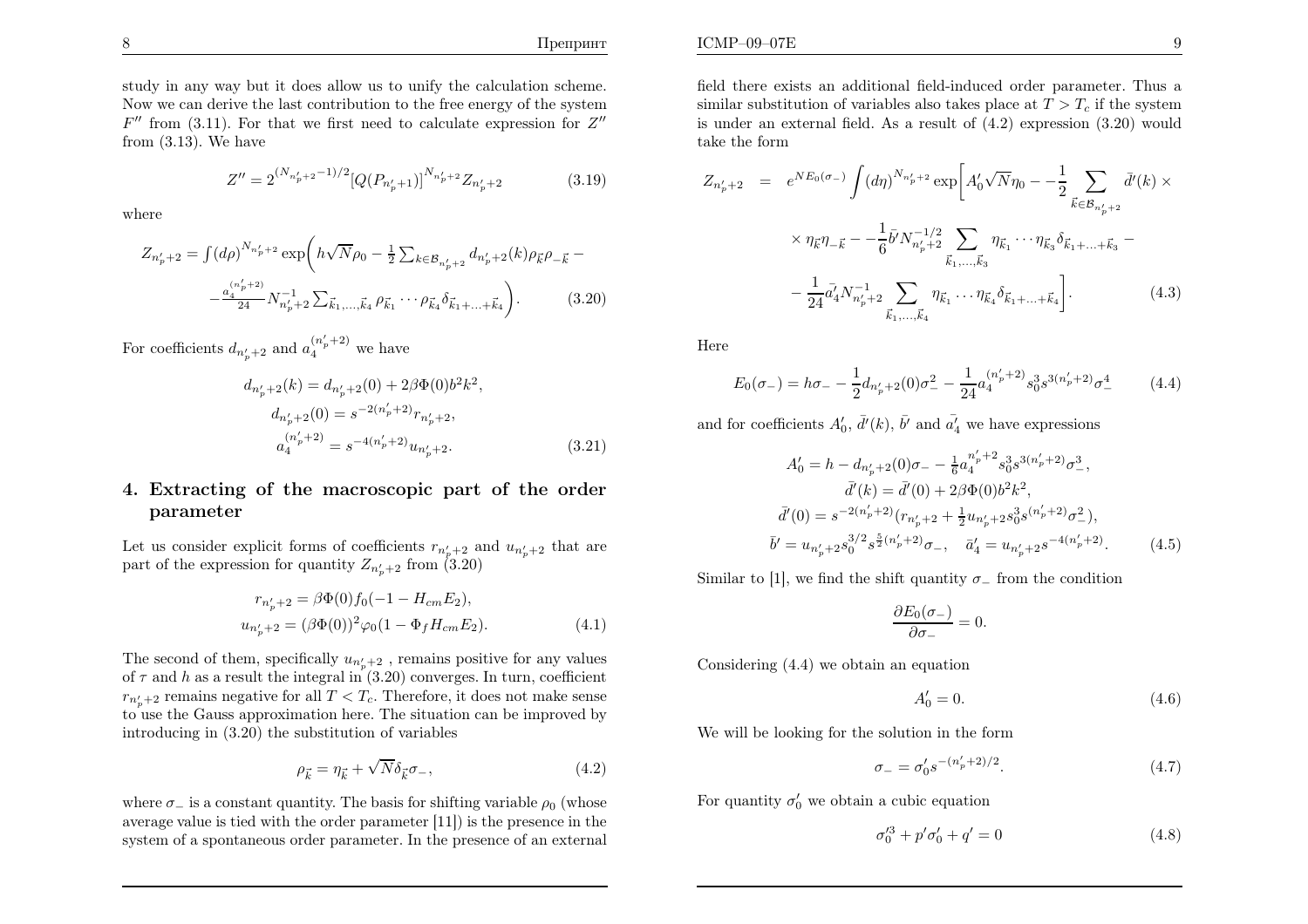study in any way but it does allow us to unify the calculation scheme. Now we can derive the last contribution to the free energy of the system $F''$ from (3.11). For that we first need to calculate expression for $Z''$ from (3.13). We have

$$Z'' = 2^{(N_{n'_p+2}-1)/2}[Q(P_{n'_p+1})]^{N_{n'_p+2}} Z_{n'_p+2} \tag{3.19}$$

where

$$Z_{n'_p+2} = \int (d\rho)^{N_{n'_p+2}} \exp\Bigg( h\sqrt{N}\rho_0 - \frac{1}{2}\sum_{k\in\mathcal{B}_{n'_p+2}} d_{n'_p+2}(k)\rho_{\vec{k}}\rho_{-\vec{k}} - \\ -\frac{a_4^{(n'_p+2)}}{24} N_{n'_p+2}^{-1} \sum_{\vec{k}_1,\ldots,\vec{k}_4} \rho_{\vec{k}_1}\cdots\rho_{\vec{k}_4}\delta_{\vec{k}_1+\ldots+\vec{k}_4}\Bigg). \tag{3.20}$$

For coefficients $d_{n'_p+2}$ and $a_4^{(n'_p+2)}$ we have

$$\begin{aligned} d_{n'_p+2}(k) &= d_{n'_p+2}(0) + 2\beta\Phi(0)b^2k^2, \\ d_{n'_p+2}(0) &= s^{-2(n'_p+2)} r_{n'_p+2}, \\ a_4^{(n'_p+2)} &= s^{-4(n'_p+2)} u_{n'_p+2}. \end{aligned} \tag{3.21}$$

## 4. Extracting of the macroscopic part of the order parameter

Let us consider explicit forms of coefficients $r_{n'_p+2}$ and $u_{n'_p+2}$ that are part of the expression for quantity $Z_{n'_p+2}$ from (3.20)

$$\begin{aligned} r_{n'_p+2} &= \beta\Phi(0)f_0(-1 - H_{cm}E_2), \\ u_{n'_p+2} &= (\beta\Phi(0))^2\varphi_0(1 - \Phi_f H_{cm}E_2). \end{aligned} \tag{4.1}$$

The second of them, specifically $u_{n'_p+2}$ , remains positive for any values of $\tau$ and $h$ as a result the integral in (3.20) converges. In turn, coefficient $r_{n'_p+2}$ remains negative for all $T < T_c$. Therefore, it does not make sense to use the Gauss approximation here. The situation can be improved by introducing in (3.20) the substitution of variables

$$\rho_{\vec{k}} = \eta_{\vec{k}} + \sqrt{N}\delta_{\vec{k}}\sigma_-, \tag{4.2}$$

where $\sigma_-$ is a constant quantity. The basis for shifting variable $\rho_0$ (whose average value is tied with the order parameter [11]) is the presence in the system of a spontaneous order parameter. In the presence of an external field there exists an additional field-induced order parameter. Thus a similar substitution of variables also takes place at $T > T_c$ if the system is under an external field. As a result of (4.2) expression (3.20) would take the form

$$\begin{aligned} Z_{n'_p+2} &= e^{NE_0(\sigma_-)} \int (d\eta)^{N_{n'_p+2}} \exp\Bigg[ A'_0\sqrt{N}\eta_0 - -\frac{1}{2}\sum_{\vec{k}\in\mathcal{B}_{n'_p+2}} \bar{d}'(k) \times \\ &\times \eta_{\vec{k}}\eta_{-\vec{k}} - -\frac{1}{6}\bar{b}' N_{n'_p+2}^{-1/2} \sum_{\vec{k}_1,\ldots,\vec{k}_3} \eta_{\vec{k}_1}\cdots\eta_{\vec{k}_3}\delta_{\vec{k}_1+\ldots+\vec{k}_3} - \\ &- \frac{1}{24}\bar{a}'_4 N_{n'_p+2}^{-1} \sum_{\vec{k}_1,\ldots,\vec{k}_4} \eta_{\vec{k}_1}\ldots\eta_{\vec{k}_4}\delta_{\vec{k}_1+\ldots+\vec{k}_4}\Bigg]. \end{aligned} \tag{4.3}$$

Here

$$E_0(\sigma_-) = h\sigma_- - \frac{1}{2}d_{n'_p+2}(0)\sigma_-^2 - \frac{1}{24}a_4^{(n'_p+2)} s_0^3 s^{3(n'_p+2)}\sigma_-^4 \tag{4.4}$$

and for coefficients $A'_0$, $\bar{d}'(k)$, $\bar{b}'$ and $\bar{a}'_4$ we have expressions

$$\begin{aligned} A'_0 &= h - d_{n'_p+2}(0)\sigma_- - \tfrac{1}{6}a_4^{n'_p+2} s_0^3 s^{3(n'_p+2)}\sigma_-^3, \\ \bar{d}'(k) &= \bar{d}'(0) + 2\beta\Phi(0)b^2k^2, \\ \bar{d}'(0) &= s^{-2(n'_p+2)}(r_{n'_p+2} + \tfrac{1}{2}u_{n'_p+2}s_0^3 s^{(n'_p+2)}\sigma_-^2), \\ \bar{b}' &= u_{n'_p+2}s_0^{3/2}s^{\frac{5}{2}(n'_p+2)}\sigma_-, \quad \bar{a}'_4 = u_{n'_p+2}s^{-4(n'_p+2)}. \end{aligned} \tag{4.5}$$

Similar to [1], we find the shift quantity $\sigma_-$ from the condition

$$\frac{\partial E_0(\sigma_-)}{\partial\sigma_-} = 0.$$

Considering (4.4) we obtain an equation

$$A'_0 = 0. \tag{4.6}$$

We will be looking for the solution in the form

$$\sigma_- = \sigma'_0 s^{-(n'_p+2)/2}. \tag{4.7}$$

For quantity $\sigma'_0$ we obtain a cubic equation

$$\sigma_0'^3 + p'\sigma'_0 + q' = 0 \tag{4.8}$$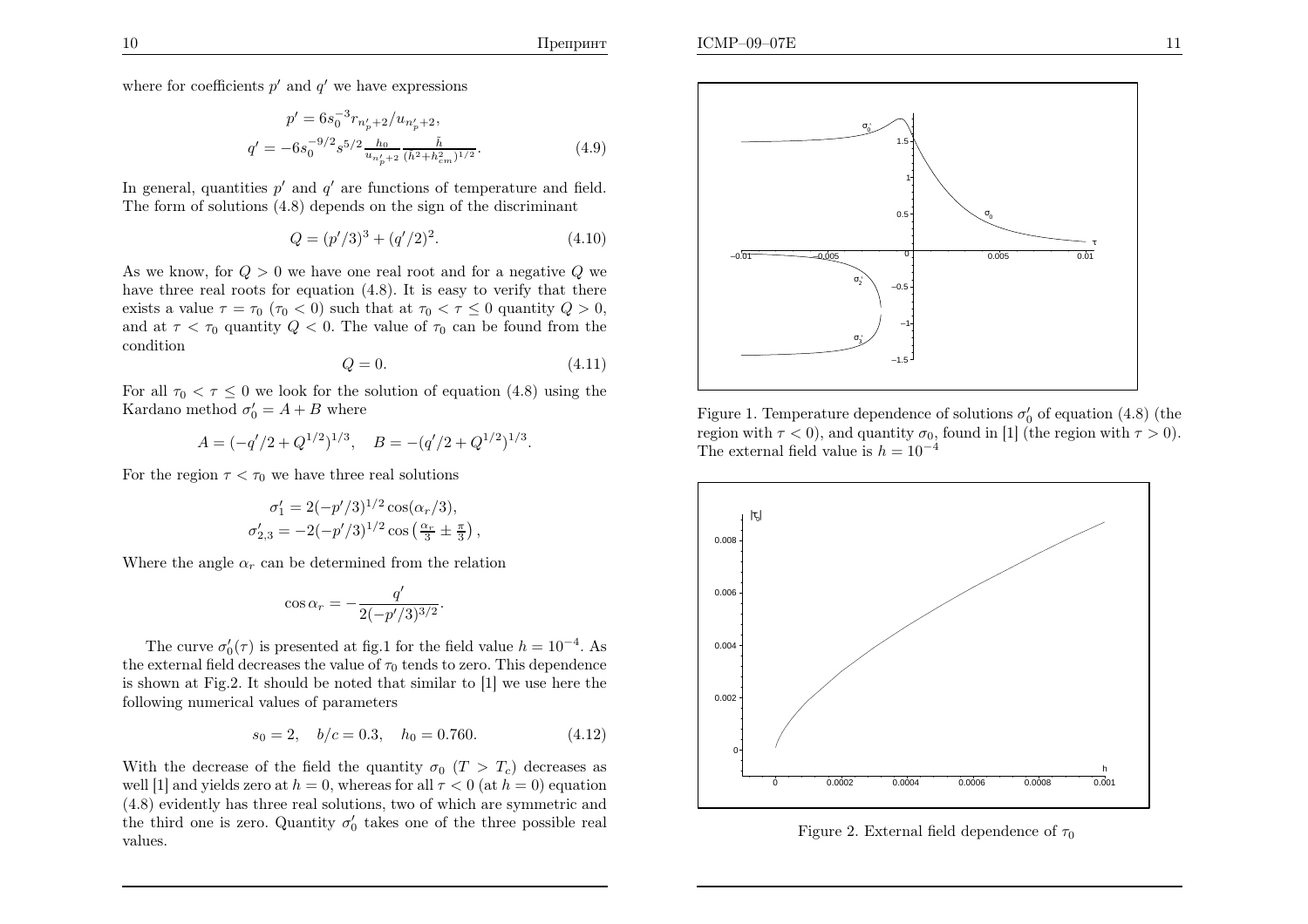where for coefficients $p'$ and $q'$ we have expressions

$$p' = 6s_0^{-3} r_{n_p'+2}/u_{n_p'+2},$$
$$q' = -6s_0^{-9/2} s^{5/2} \frac{h_0}{u_{n_p'+2}} \frac{\tilde{h}}{(h^2+h_{cm}^2)^{1/2}}. \tag{4.9}$$

In general, quantities $p'$ and $q'$ are functions of temperature and field. The form of solutions (4.8) depends on the sign of the discriminant

$$Q = (p'/3)^3 + (q'/2)^2. \tag{4.10}$$

As we know, for $Q > 0$ we have one real root and for a negative $Q$ we have three real roots for equation (4.8). It is easy to verify that there exists a value $\tau = \tau_0$ ($\tau_0 < 0$) such that at $\tau_0 < \tau \leq 0$ quantity $Q > 0$, and at $\tau < \tau_0$ quantity $Q < 0$. The value of $\tau_0$ can be found from the condition

$$Q = 0. \tag{4.11}$$

For all $\tau_0 < \tau \leq 0$ we look for the solution of equation (4.8) using the Kardano method $\sigma_0' = A + B$ where

$$A = (-q'/2 + Q^{1/2})^{1/3}, \quad B = -(q'/2 + Q^{1/2})^{1/3}.$$

For the region $\tau < \tau_0$ we have three real solutions

$$\sigma_1' = 2(-p'/3)^{1/2} \cos(\alpha_r/3),$$
$$\sigma_{2,3}' = -2(-p'/3)^{1/2} \cos\left(\frac{\alpha_r}{3} \pm \frac{\pi}{3}\right),$$

Where the angle $\alpha_r$ can be determined from the relation

$$\cos\alpha_r = -\frac{q'}{2(-p'/3)^{3/2}}.$$

The curve $\sigma_0'(\tau)$ is presented at fig.1 for the field value $h = 10^{-4}$. As the external field decreases the value of $\tau_0$ tends to zero. This dependence is shown at Fig.2. It should be noted that similar to [1] we use here the following numerical values of parameters

$$s_0 = 2, \quad b/c = 0.3, \quad h_0 = 0.760. \tag{4.12}$$

With the decrease of the field the quantity $\sigma_0$ ($T > T_c$) decreases as well [1] and yields zero at $h = 0$, whereas for all $\tau < 0$ (at $h = 0$) equation (4.8) evidently has three real solutions, two of which are symmetric and the third one is zero. Quantity $\sigma_0'$ takes one of the three possible real values.

σ'0
σ'2
σ'3
σ0
τ
1.5
1
0.5
0
−0.5
−1
−1.5
−0.01
−0.005
0.005
0.01

Figure 1. Temperature dependence of solutions $\sigma_0'$ of equation (4.8) (the region with $\tau < 0$), and quantity $\sigma_0$, found in [1] (the region with $\tau > 0$). The external field value is $h = 10^{-4}$

|τ0|
0.008
0.006
0.004
0.002
0
h
0
0.0002
0.0004
0.0006
0.0008
0.001

Figure 2. External field dependence of $\tau_0$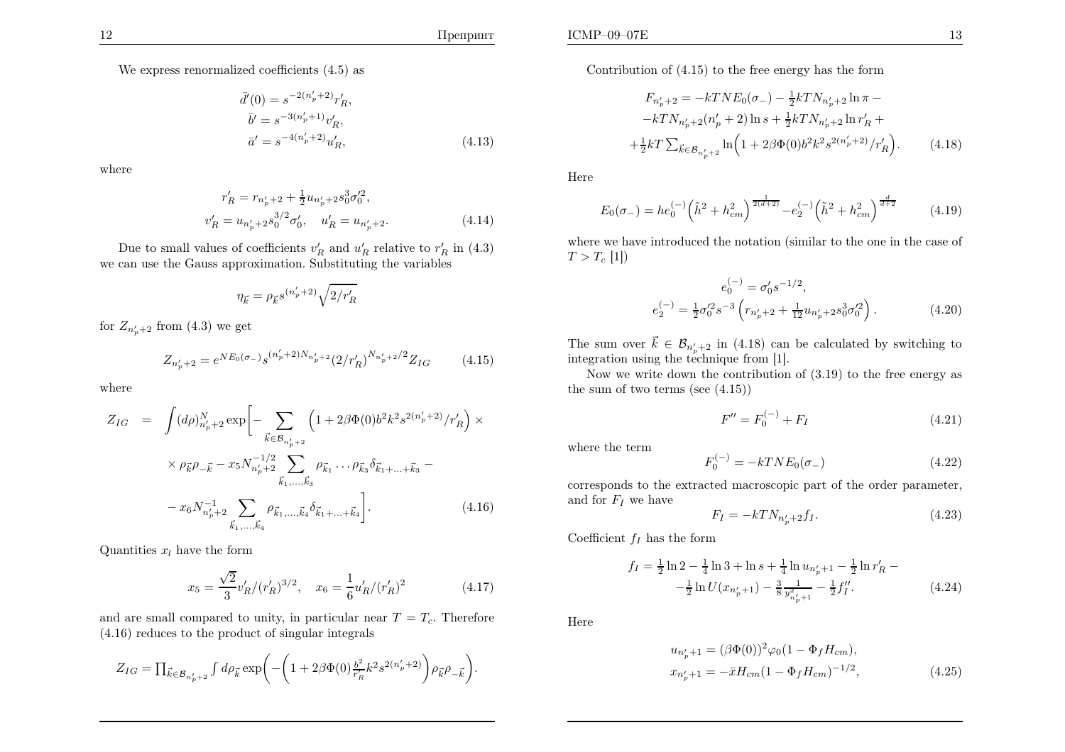We express renormalized coefficients (4.5) as

$$
\begin{aligned}
\bar{d}'(0) &= s^{-2(n_p'+2)} r_R', \\
\bar{b}' &= s^{-3(n_p'+1)} v_R', \\
\bar{a}' &= s^{-4(n_p'+2)} u_R',
\end{aligned}
\tag{4.13}
$$

where

$$
\begin{aligned}
r_R' &= r_{n_p'+2} + \tfrac{1}{2} u_{n_p'+2} s_0^3 \sigma_0'^2, \\
v_R' &= u_{n_p'+2} s_0^{3/2} \sigma_0', \quad u_R' = u_{n_p'+2}.
\end{aligned}
\tag{4.14}
$$

Due to small values of coefficients $v_R'$ and $u_R'$ relative to $r_R'$ in (4.3) we can use the Gauss approximation. Substituting the variables

$$
\eta_{\vec{k}} = \rho_{\vec{k}} s^{(n_p'+2)} \sqrt{2/r_R'}
$$

for $Z_{n_p'+2}$ from (4.3) we get

$$
Z_{n_p'+2} = e^{NE_0(\sigma_-)} s^{(n_p'+2)N_{n_p'+2}} (2/r_R')^{N_{n_p'+2}/2} Z_{IG}
\tag{4.15}
$$

where

$$
\begin{aligned}
Z_{IG} &= \int (d\rho)^N_{n_p'+2} \exp\Bigg[ - \sum_{\vec{k} \in \mathcal{B}_{n_p'+2}} \Big( 1 + 2\beta\Phi(0) b^2 k^2 s^{2(n_p'+2)}/r_R' \Big) \times \\
&\times \rho_{\vec{k}} \rho_{-\vec{k}} - x_5 N_{n_p'+2}^{-1/2} \sum_{\vec{k}_1,\ldots,\vec{k}_3} \rho_{\vec{k}_1} \ldots \rho_{\vec{k}_3} \delta_{\vec{k}_1+\ldots+\vec{k}_3} - \\
&- x_6 N_{n_p'+2}^{-1} \sum_{\vec{k}_1,\ldots,\vec{k}_4} \rho_{\vec{k}_1,\ldots,\vec{k}_4} \delta_{\vec{k}_1+\ldots+\vec{k}_4} \Bigg].
\end{aligned}
\tag{4.16}
$$

Quantities $x_l$ have the form

$$
x_5 = \frac{\sqrt{2}}{3} v_R'/(r_R')^{3/2}, \quad x_6 = \frac{1}{6} u_R'/(r_R')^2
\tag{4.17}
$$

and are small compared to unity, in particular near $T = T_c$. Therefore (4.16) reduces to the product of singular integrals

$$
Z_{IG} = \prod_{\vec{k} \in \mathcal{B}_{n_p'+2}} \int d\rho_{\vec{k}} \exp\bigg( - \Big( 1 + 2\beta\Phi(0) \tfrac{b^2}{r_R'} k^2 s^{2(n_p'+2)} \Big) \rho_{\vec{k}} \rho_{-\vec{k}} \bigg).
$$

Contribution of (4.15) to the free energy has the form

$$
\begin{aligned}
F_{n_p'+2} &= -kTNE_0(\sigma_-) - \tfrac{1}{2} kTN_{n_p'+2} \ln \pi - \\
&- kTN_{n_p'+2}(n_p'+2) \ln s + \tfrac{1}{2} kTN_{n_p'+2} \ln r_R' + \\
&+ \tfrac{1}{2} kT \sum_{\vec{k} \in \mathcal{B}_{n_p'+2}} \ln\Big( 1 + 2\beta\Phi(0) b^2 k^2 s^{2(n_p'+2)}/r_R' \Big).
\end{aligned}
\tag{4.18}
$$

Here

$$
E_0(\sigma_-) = h e_0^{(-)} \Big( \tilde{h}^2 + h_{cm}^2 \Big)^{\frac{1}{2(d+2)}} - e_2^{(-)} \Big( \tilde{h}^2 + h_{cm}^2 \Big)^{\frac{d}{d+2}}
\tag{4.19}
$$

where we have introduced the notation (similar to the one in the case of $T > T_c$ [1])

$$
\begin{aligned}
e_0^{(-)} &= \sigma_0' s^{-1/2}, \\
e_2^{(-)} &= \tfrac{1}{2} \sigma_0'^2 s^{-3} \left( r_{n_p'+2} + \tfrac{1}{12} u_{n_p'+2} s_0^3 \sigma_0'^2 \right).
\end{aligned}
\tag{4.20}
$$

The sum over $\vec{k} \in \mathcal{B}_{n_p'+2}$ in (4.18) can be calculated by switching to integration using the technique from [1].

Now we write down the contribution of (3.19) to the free energy as the sum of two terms (see (4.15))

$$
F'' = F_0^{(-)} + F_I
\tag{4.21}
$$

where the term

$$
F_0^{(-)} = -kTNE_0(\sigma_-)
\tag{4.22}
$$

corresponds to the extracted macroscopic part of the order parameter, and for $F_I$ we have

$$
F_I = -kTN_{n_p'+2} f_I.
\tag{4.23}
$$

Coefficient $f_I$ has the form

$$
\begin{aligned}
f_I &= \tfrac{1}{2} \ln 2 - \tfrac{1}{4} \ln 3 + \ln s + \tfrac{1}{4} \ln u_{n_p'+1} - \tfrac{1}{2} \ln r_R' - \\
&- \tfrac{1}{2} \ln U(x_{n_p'+1}) - \tfrac{3}{8} \tfrac{1}{y^2_{n_p'+1}} - \tfrac{1}{2} f_I''.
\end{aligned}
\tag{4.24}
$$

Here

$$
\begin{aligned}
u_{n_p'+1} &= (\beta\Phi(0))^2 \varphi_0 (1 - \Phi_f H_{cm}), \\
x_{n_p'+1} &= -\bar{x} H_{cm} (1 - \Phi_f H_{cm})^{-1/2},
\end{aligned}
\tag{4.25}
$$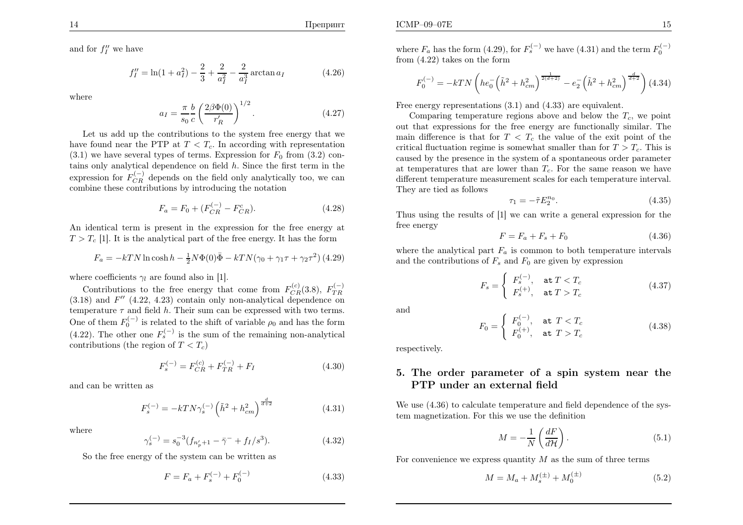and for $f_I''$ we have

$$f_I'' = \ln(1 + a_I^2) - \frac{2}{3} + \frac{2}{a_I^2} - \frac{2}{a_I^3} \arctan a_I \tag{4.26}$$

where

$$a_I = \frac{\pi}{s_0} \frac{b}{c} \left( \frac{2\beta\Phi(0)}{r_R'} \right)^{1/2}. \tag{4.27}$$

Let us add up the contributions to the system free energy that we have found near the PTP at $T < T_c$. In according with representation (3.1) we have several types of terms. Expression for $F_0$ from (3.2) contains only analytical dependence on field $h$. Since the first term in the expression for $F_{CR}^{(-)}$ depends on the field only analytically too, we can combine these contributions by introducing the notation

$$F_a = F_0 + (F_{CR}^{(-)} - F_{CR}^c). \tag{4.28}$$

An identical term is present in the expression for the free energy at $T > T_c$ [1]. It is the analytical part of the free energy. It has the form

$$F_a = -kTN \ln \cosh h - \tfrac{1}{2} N\Phi(0)\bar{\Phi} - kTN(\gamma_0 + \gamma_1\tau + \gamma_2\tau^2) \tag{4.29}$$

where coefficients $\gamma_l$ are found also in [1].

Contributions to the free energy that come from $F_{CR}^{(c)}$(3.8), $F_{TR}^{(-)}$ (3.18) and $F''$ (4.22, 4.23) contain only non-analytical dependence on temperature $\tau$ and field $h$. Their sum can be expressed with two terms. One of them $F_0^{(-)}$ is related to the shift of variable $\rho_0$ and has the form (4.22). The other one $F_s^{(-)}$ is the sum of the remaining non-analytical contributions (the region of $T < T_c$)

$$F_s^{(-)} = F_{CR}^{(c)} + F_{TR}^{(-)} + F_I \tag{4.30}$$

and can be written as

$$F_s^{(-)} = -kTN\gamma_s^{(-)} \left( \tilde{h}^2 + h_{cm}^2 \right)^{\frac{d}{d+2}} \tag{4.31}$$

where

$$\gamma_s^{(-)} = s_0^{-3}(f_{n_p'+1} - \bar{\gamma}^- + f_I/s^3). \tag{4.32}$$

So the free energy of the system can be written as

$$F = F_a + F_s^{(-)} + F_0^{(-)} \tag{4.33}$$

where $F_a$ has the form (4.29), for $F_s^{(-)}$ we have (4.31) and the term $F_0^{(-)}$ from (4.22) takes on the form

$$F_0^{(-)} = -kTN \left( he_0^- \left( \tilde{h}^2 + h_{cm}^2 \right)^{\frac{1}{2(d+2)}} - e_2^- \left( \tilde{h}^2 + h_{cm}^2 \right)^{\frac{d}{d+2}} \right) \tag{4.34}$$

Free energy representations (3.1) and (4.33) are equivalent.

Comparing temperature regions above and below the $T_c$, we point out that expressions for the free energy are functionally similar. The main difference is that for $T < T_c$ the value of the exit point of the critical fluctuation regime is somewhat smaller than for $T > T_c$. This is caused by the presence in the system of a spontaneous order parameter at temperatures that are lower than $T_c$. For the same reason we have different temperature measurement scales for each temperature interval. They are tied as follows

$$\tau_1 = -\tilde{\tau} E_2^{n_0}. \tag{4.35}$$

Thus using the results of [1] we can write a general expression for the free energy

$$F = F_a + F_s + F_0 \tag{4.36}$$

where the analytical part $F_a$ is common to both temperature intervals and the contributions of $F_s$ and $F_0$ are given by expression

$$F_s = \begin{cases} F_s^{(-)}, & \text{at } T < T_c \\ F_s^{(+)}, & \text{at } T > T_c \end{cases} \tag{4.37}$$

and

$$F_0 = \begin{cases} F_0^{(-)}, & \text{at } T < T_c \\ F_0^{(+)}, & \text{at } T > T_c \end{cases} \tag{4.38}$$

respectively.

## 5. The order parameter of a spin system near the PTP under an external field

We use (4.36) to calculate temperature and field dependence of the system magnetization. For this we use the definition

$$M = -\frac{1}{N} \left( \frac{dF}{d\mathcal{H}} \right). \tag{5.1}$$

For convenience we express quantity $M$ as the sum of three terms

$$M = M_a + M_s^{(\pm)} + M_0^{(\pm)} \tag{5.2}$$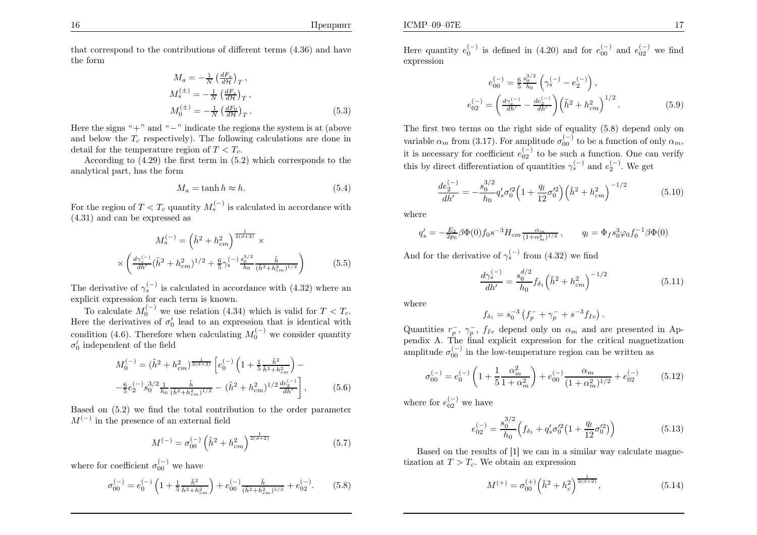that correspond to the contributions of different terms (4.36) and have the form

$$
\begin{aligned}
M_a &= -\tfrac{1}{N}\left(\tfrac{dF_a}{d\mathcal{H}}\right)_T, \\
M_s^{(\pm)} &= -\tfrac{1}{N}\left(\tfrac{dF_s}{d\mathcal{H}}\right)_T, \\
M_0^{(\pm)} &= -\tfrac{1}{N}\left(\tfrac{dF_0}{d\mathcal{H}}\right)_T.
\end{aligned}
\tag{5.3}
$$

Here the signs "+" and "−" indicate the regions the system is at (above and below the $T_c$ respectively). The following calculations are done in detail for the temperature region of $T < T_c$.

According to (4.29) the first term in (5.2) which corresponds to the analytical part, has the form

$$
M_a = \tanh h \approx h. \tag{5.4}
$$

For the region of $T < T_c$ quantity $M_s^{(-)}$ is calculated in accordance with (4.31) and can be expressed as

$$
\begin{aligned}
M_s^{(-)} &= \left(\tilde{h}^2 + h_{cm}^2\right)^{\frac{1}{2(d+2)}} \times \\
&\times \left(\tfrac{d\gamma_s^{(-)}}{dh'}(\tilde{h}^2 + h_{cm}^2)^{1/2} + \tfrac{6}{5}\gamma_s^{(-)}\tfrac{s_0^{3/2}}{h_0}\tfrac{\tilde{h}}{(\tilde{h}^2+h_{cm}^2)^{1/2}}\right)
\end{aligned}
\tag{5.5}
$$

The derivative of $\gamma_s^{(-)}$ is calculated in accordance with (4.32) where an explicit expression for each term is known.

To calculate $M_0^{(-)}$ we use relation (4.34) which is valid for $T < T_c$. Here the derivatives of $\sigma_0'$ lead to an expression that is identical with condition (4.6). Therefore when calculating $M_0^{(-)}$ we consider quantity $\sigma_0'$ independent of the field

$$
\begin{aligned}
M_0^{(-)} &= (\tilde{h}^2 + h_{cm}^2)^{\frac{1}{2(d+2)}}\left[e_0^{(-)}\left(1 + \tfrac{1}{5}\tfrac{\tilde{h}^2}{\tilde{h}^2+h_{cm}^2}\right) - \right. \\
&\left. -\tfrac{6}{5}e_2^{(-)}s_0^{3/2}\tfrac{1}{h_0}\tfrac{\tilde{h}}{(\tilde{h}^2+h_{cm}^2)^{1/2}} - (\tilde{h}^2 + h_{cm}^2)^{1/2}\tfrac{de_2^{(-)}}{dh'}\right],
\end{aligned}
\tag{5.6}
$$

Based on (5.2) we find the total contribution to the order parameter $M^{(-)}$ in the presence of an external field

$$
M^{(-)} = \sigma_{00}^{(-)}\left(\tilde{h}^2 + h_{cm}^2\right)^{\frac{1}{2(d+2)}} \tag{5.7}
$$

where for coefficient $\sigma_{00}^{(-)}$ we have

$$
\sigma_{00}^{(-)} = e_0^{(-)}\left(1 + \tfrac{1}{5}\tfrac{\tilde{h}^2}{\tilde{h}^2+h_{cm}^2}\right) + e_{00}^{(-)}\tfrac{\tilde{h}}{(\tilde{h}^2+h_{cm}^2)^{1/2}} + e_{02}^{(-)}. \tag{5.8}
$$

Here quantity $e_0^{(-)}$ is defined in (4.20) and for $e_{00}^{(-)}$ and $e_{02}^{(-)}$ we find expression

$$
\begin{aligned}
e_{00}^{(-)} &= \tfrac{6}{5}\tfrac{s_0^{3/2}}{h_0}\left(\gamma_s^{(-)} - e_2^{(-)}\right), \\
e_{02}^{(-)} &= \left(\tfrac{d\gamma_s^{(-)}}{dh'} - \tfrac{de_2^{(-)}}{dh'}\right)\left(\tilde{h}^2 + h_{cm}^2\right)^{1/2}.
\end{aligned}
\tag{5.9}
$$

The first two terms on the right side of equality (5.8) depend only on variable $\alpha_m$ from (3.17). For amplitude $\sigma_{00}^{(-)}$ to be a function of only $\alpha_m$, it is necessary for coefficient $e_{02}^{(-)}$ to be such a function. One can verify this by direct differentiation of quantities $\gamma_s^{(-)}$ and $e_2^{(-)}$. We get

$$
\frac{de_2^{(-)}}{dh'} = -\frac{s_0^{3/2}}{h_0}q_s'\sigma_0'^2\Big(1 + \frac{q_l}{12}\sigma_0'^2\Big)\Big(\tilde{h}^2 + h_{cm}^2\Big)^{-1/2} \tag{5.10}
$$

where

$$
q_s' = -\tfrac{E_2}{2p_0}\beta\Phi(0)f_0 s^{-3}H_{cm}\tfrac{\alpha_m}{(1+\alpha_m^2)^{1/2}}, \qquad q_l = \Phi_f s_0^3\varphi_0 f_0^{-1}\beta\Phi(0)
$$

And for the derivative of $\gamma_s^{(-)}$ from (4.32) we find

$$
\frac{d\gamma_s^{(-)}}{dh'} = \frac{s_0^{d/2}}{h_0}f_{\delta_1}\Big(\tilde{h}^2 + h_{cm}^2\Big)^{-1/2} \tag{5.11}
$$

where

$$
f_{\delta_1} = s_0^{-3}\left(f_p^- + \gamma_p^- + s^{-3}f_{Iv}\right).
$$

Quantities $r_p^-$, $\gamma_p^-$, $f_{Iv}$ depend only on $\alpha_m$ and are presented in Appendix A. The final explicit expression for the critical magnetization amplitude $\sigma_{00}^{(-)}$ in the low-temperature region can be written as

$$
\sigma_{00}^{(-)} = e_0^{(-)}\left(1 + \frac{1}{5}\frac{\alpha_m^2}{1+\alpha_m^2}\right) + e_{00}^{(-)}\frac{\alpha_m}{(1+\alpha_m^2)^{1/2}} + e_{02}^{(-)} \tag{5.12}
$$

where for $e_{02}^{(-)}$ we have

$$
e_{02}^{(-)} = \frac{s_0^{3/2}}{h_0}\Big(f_{\delta_1} + q_s'\sigma_0'^2\big(1 + \frac{q_l}{12}\sigma_0'^2\big)\Big) \tag{5.13}
$$

Based on the results of [1] we can in a similar way calculate magnetization at $T > T_c$. We obtain an expression

$$
M^{(+)} = \sigma_{00}^{(+)}\Big(\tilde{h}^2 + h_c^2\Big)^{\frac{1}{2(d+2)}}, \tag{5.14}
$$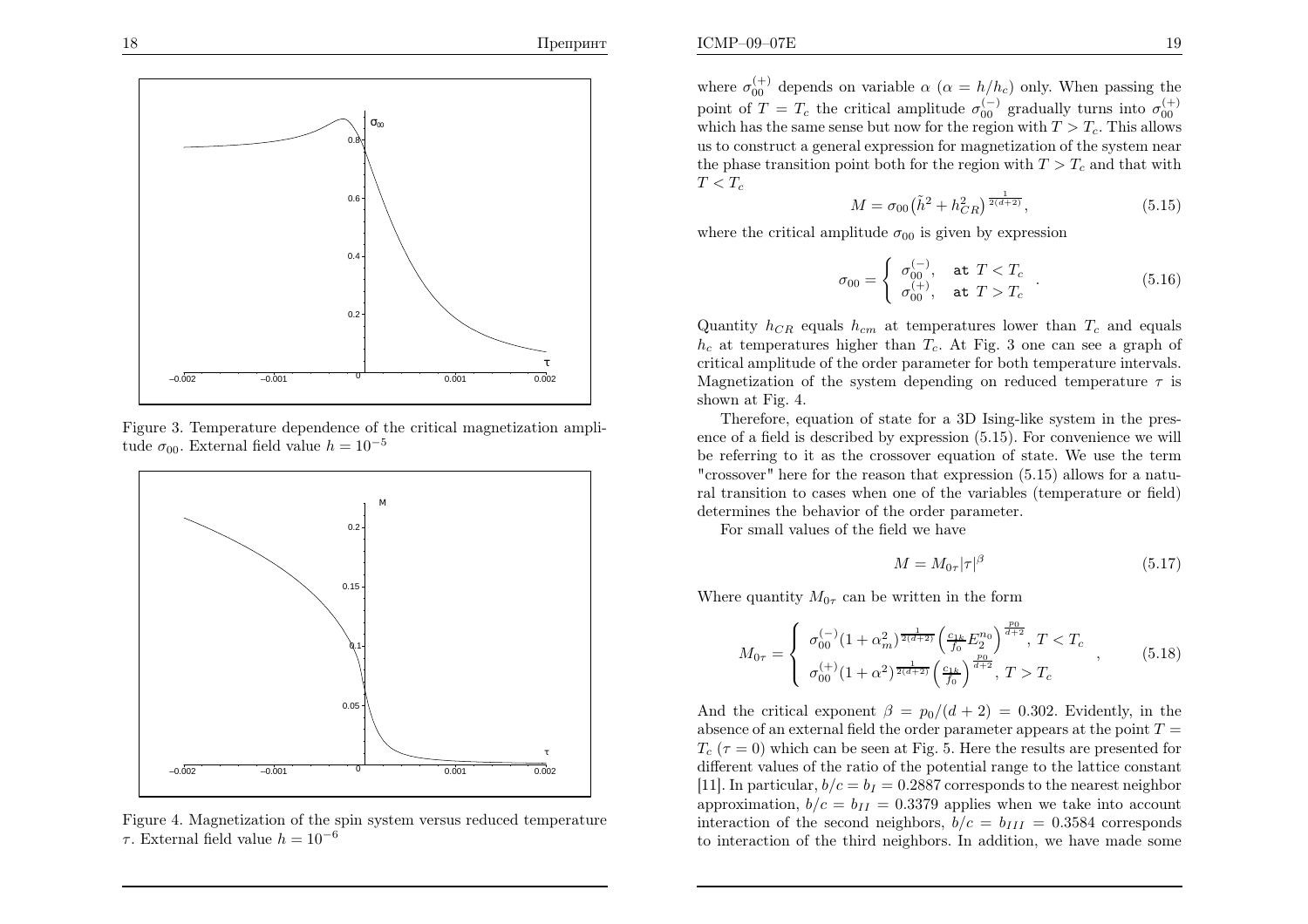σ₀₀

0.8

0.6

0.4

0.2

τ

−0.002 −0.001 0 0.001 0.002

Figure 3. Temperature dependence of the critical magnetization amplitude $\sigma_{00}$. External field value $h = 10^{-5}$

M

0.2

0.15

0.1

0.05

τ

−0.002 −0.001 0 0.001 0.002

Figure 4. Magnetization of the spin system versus reduced temperature $\tau$. External field value $h = 10^{-6}$

where $\sigma_{00}^{(+)}$ depends on variable $\alpha$ ($\alpha = h/h_c$) only. When passing the point of $T = T_c$ the critical amplitude $\sigma_{00}^{(-)}$ gradually turns into $\sigma_{00}^{(+)}$ which has the same sense but now for the region with $T > T_c$. This allows us to construct a general expression for magnetization of the system near the phase transition point both for the region with $T > T_c$ and that with $T < T_c$

$$M = \sigma_{00}\left(\tilde{h}^2 + h_{CR}^2\right)^{\frac{1}{2(d+2)}}, \tag{5.15}$$

where the critical amplitude $\sigma_{00}$ is given by expression

$$\sigma_{00} = \begin{cases} \sigma_{00}^{(-)}, & \texttt{at } T < T_c \\ \sigma_{00}^{(+)}, & \texttt{at } T > T_c \end{cases}. \tag{5.16}$$

Quantity $h_{CR}$ equals $h_{cm}$ at temperatures lower than $T_c$ and equals $h_c$ at temperatures higher than $T_c$. At Fig. 3 one can see a graph of critical amplitude of the order parameter for both temperature intervals. Magnetization of the system depending on reduced temperature $\tau$ is shown at Fig. 4.

Therefore, equation of state for a 3D Ising-like system in the presence of a field is described by expression (5.15). For convenience we will be referring to it as the crossover equation of state. We use the term "crossover" here for the reason that expression (5.15) allows for a natural transition to cases when one of the variables (temperature or field) determines the behavior of the order parameter.

For small values of the field we have

$$M = M_{0\tau}|\tau|^{\beta} \tag{5.17}$$

Where quantity $M_{0\tau}$ can be written in the form

$$M_{0\tau} = \begin{cases} \sigma_{00}^{(-)}(1+\alpha_m^2)^{\frac{1}{2(d+2)}}\left(\frac{c_{1k}}{f_0}E_2^{n_0}\right)^{\frac{p_0}{d+2}}, \; T < T_c \\ \sigma_{00}^{(+)}(1+\alpha^2)^{\frac{1}{2(d+2)}}\left(\frac{c_{1k}}{f_0}\right)^{\frac{p_0}{d+2}}, \; T > T_c \end{cases}, \tag{5.18}$$

And the critical exponent $\beta = p_0/(d+2) = 0.302$. Evidently, in the absence of an external field the order parameter appears at the point $T = T_c$ ($\tau = 0$) which can be seen at Fig. 5. Here the results are presented for different values of the ratio of the potential range to the lattice constant [11]. In particular, $b/c = b_I = 0.2887$ corresponds to the nearest neighbor approximation, $b/c = b_{II} = 0.3379$ applies when we take into account interaction of the second neighbors, $b/c = b_{III} = 0.3584$ corresponds to interaction of the third neighbors. In addition, we have made some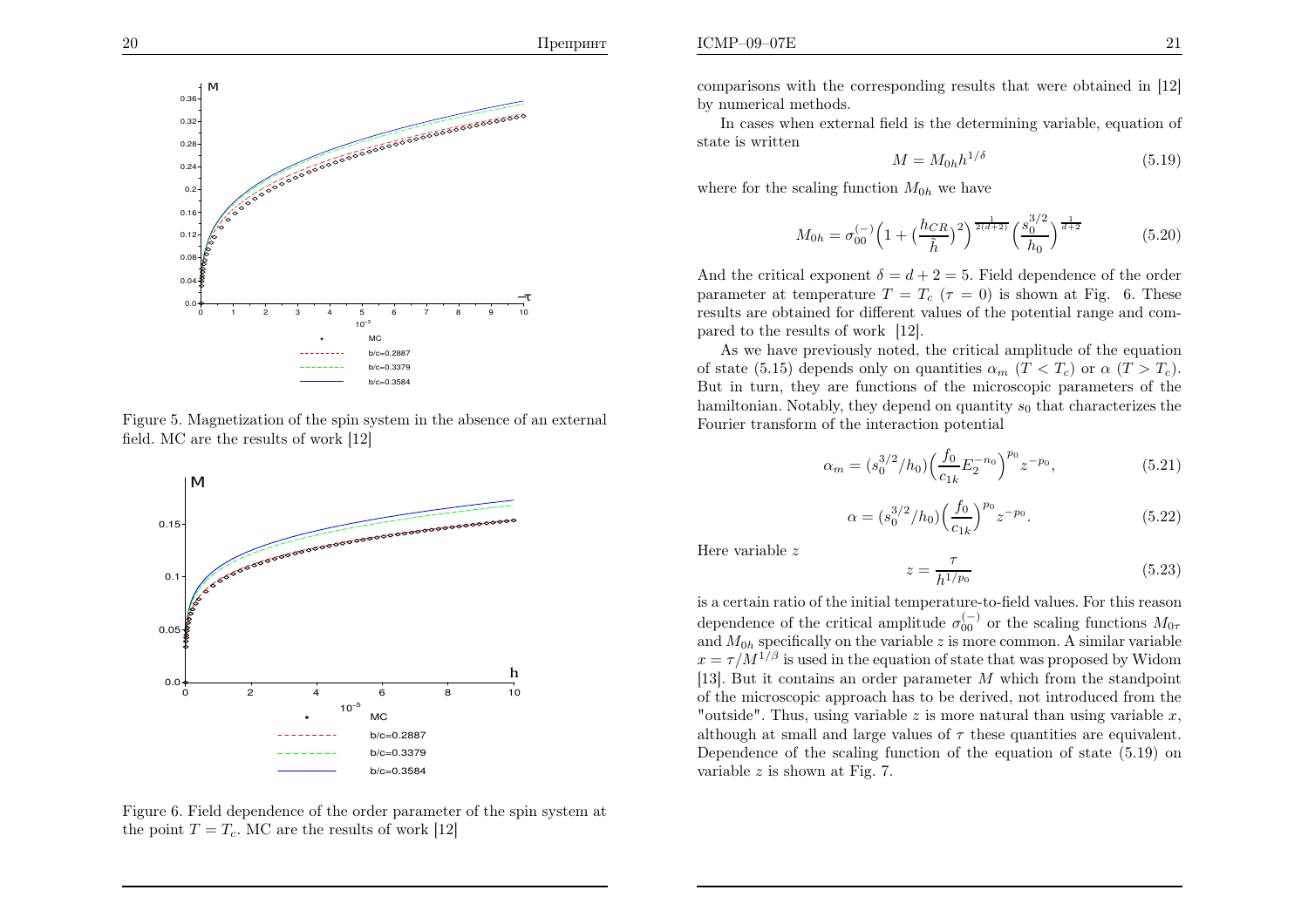M

0.36

0.32

0.28

0.24

0.2

0.16

0.12

0.08

0.04

0.0

0 1 2 3 4 5 6 7 8 9 10

$10^{-3}$

$-\tau$

MC

b/c=0.2887

b/c=0.3379

b/c=0.3584

Figure 5. Magnetization of the spin system in the absence of an external field. MC are the results of work [12]

M

0.15

0.1

0.05

0.0

0 2 4 6 8 10

$10^{-5}$

h

MC

b/c=0.2887

b/c=0.3379

b/c=0.3584

Figure 6. Field dependence of the order parameter of the spin system at the point $T = T_c$. MC are the results of work [12]

comparisons with the corresponding results that were obtained in [12] by numerical methods.

In cases when external field is the determining variable, equation of state is written

$$M = M_{0h} h^{1/\delta} \tag{5.19}$$

where for the scaling function $M_{0h}$ we have

$$M_{0h} = \sigma_{00}^{(-)} \Big(1 + \big(\frac{h_{CR}}{\tilde{h}}\big)^2\Big)^{\frac{1}{2(d+2)}} \Big(\frac{s_0^{3/2}}{h_0}\Big)^{\frac{1}{d+2}} \tag{5.20}$$

And the critical exponent $\delta = d + 2 = 5$. Field dependence of the order parameter at temperature $T = T_c$ ($\tau = 0$) is shown at Fig. 6. These results are obtained for different values of the potential range and compared to the results of work [12].

As we have previously noted, the critical amplitude of the equation of state (5.15) depends only on quantities $\alpha_m$ ($T < T_c$) or $\alpha$ ($T > T_c$). But in turn, they are functions of the microscopic parameters of the hamiltonian. Notably, they depend on quantity $s_0$ that characterizes the Fourier transform of the interaction potential

$$\alpha_m = (s_0^{3/2}/h_0)\Big(\frac{f_0}{c_{1k}} E_2^{-n_0}\Big)^{p_0} z^{-p_0}, \tag{5.21}$$

$$\alpha = (s_0^{3/2}/h_0)\Big(\frac{f_0}{c_{1k}}\Big)^{p_0} z^{-p_0}. \tag{5.22}$$

Here variable $z$

$$z = \frac{\tau}{h^{1/p_0}} \tag{5.23}$$

is a certain ratio of the initial temperature-to-field values. For this reason dependence of the critical amplitude $\sigma_{00}^{(-)}$ or the scaling functions $M_{0\tau}$ and $M_{0h}$ specifically on the variable $z$ is more common. A similar variable $x = \tau/M^{1/\beta}$ is used in the equation of state that was proposed by Widom [13]. But it contains an order parameter $M$ which from the standpoint of the microscopic approach has to be derived, not introduced from the "outside". Thus, using variable $z$ is more natural than using variable $x$, although at small and large values of $\tau$ these quantities are equivalent. Dependence of the scaling function of the equation of state (5.19) on variable $z$ is shown at Fig. 7.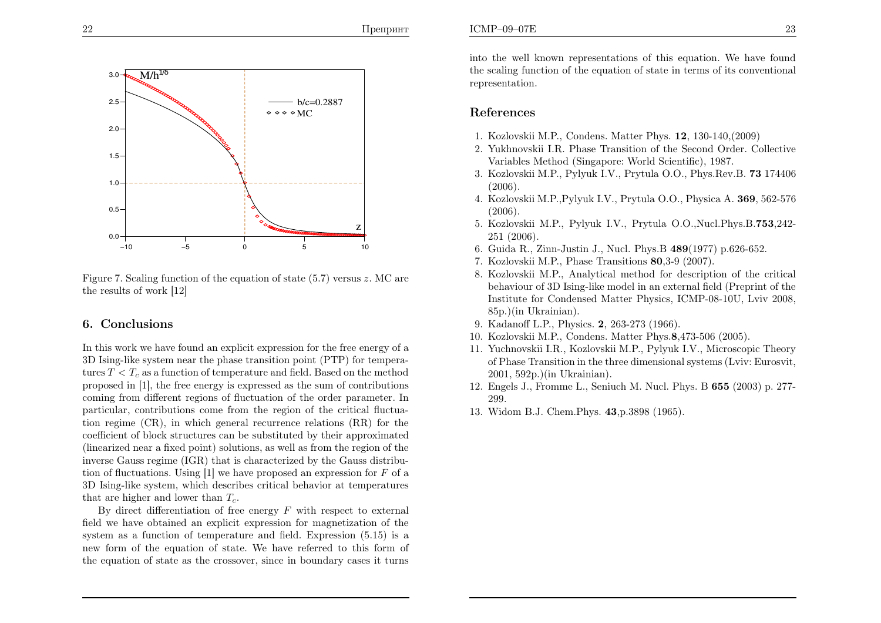M/h^{1/δ}

3.0
2.5
2.0
1.5
1.0
0.5
0.0

−10 −5 0 5 10

z

b/c=0.2887

MC

Figure 7. Scaling function of the equation of state (5.7) versus $z$. MC are the results of work [12]

## 6. Conclusions

In this work we have found an explicit expression for the free energy of a 3D Ising-like system near the phase transition point (PTP) for temperatures $T < T_c$ as a function of temperature and field. Based on the method proposed in [1], the free energy is expressed as the sum of contributions coming from different regions of fluctuation of the order parameter. In particular, contributions come from the region of the critical fluctuation regime (CR), in which general recurrence relations (RR) for the coefficient of block structures can be substituted by their approximated (linearized near a fixed point) solutions, as well as from the region of the inverse Gauss regime (IGR) that is characterized by the Gauss distribution of fluctuations. Using [1] we have proposed an expression for $F$ of a 3D Ising-like system, which describes critical behavior at temperatures that are higher and lower than $T_c$.

By direct differentiation of free energy $F$ with respect to external field we have obtained an explicit expression for magnetization of the system as a function of temperature and field. Expression (5.15) is a new form of the equation of state. We have referred to this form of the equation of state as the crossover, since in boundary cases it turns into the well known representations of this equation. We have found the scaling function of the equation of state in terms of its conventional representation.

## References

1. Kozlovskii M.P., Condens. Matter Phys. **12**, 130-140,(2009)
2. Yukhnovskii I.R. Phase Transition of the Second Order. Collective Variables Method (Singapore: World Scientific), 1987.
3. Kozlovskii M.P., Pylyuk I.V., Prytula O.O., Phys.Rev.B. **73** 174406 (2006).
4. Kozlovskii M.P.,Pylyuk I.V., Prytula O.O., Physica A. **369**, 562-576 (2006).
5. Kozlovskii M.P., Pylyuk I.V., Prytula O.O.,Nucl.Phys.B.**753**,242-251 (2006).
6. Guida R., Zinn-Justin J., Nucl. Phys.B **489**(1977) p.626-652.
7. Kozlovskii M.P., Phase Transitions **80**,3-9 (2007).
8. Kozlovskii M.P., Analytical method for description of the critical behaviour of 3D Ising-like model in an external field (Preprint of the Institute for Condensed Matter Physics, ICMP-08-10U, Lviv 2008, 85p.)(in Ukrainian).
9. Kadanoff L.P., Physics. **2**, 263-273 (1966).
10. Kozlovskii M.P., Condens. Matter Phys.**8**,473-506 (2005).
11. Yuchnovskii I.R., Kozlovskii M.P., Pylyuk I.V., Microscopic Theory of Phase Transition in the three dimensional systems (Lviv: Eurosvit, 2001, 592p.)(in Ukrainian).
12. Engels J., Fromme L., Seniuch M. Nucl. Phys. B **655** (2003) p. 277-299.
13. Widom B.J. Chem.Phys. **43**,p.3898 (1965).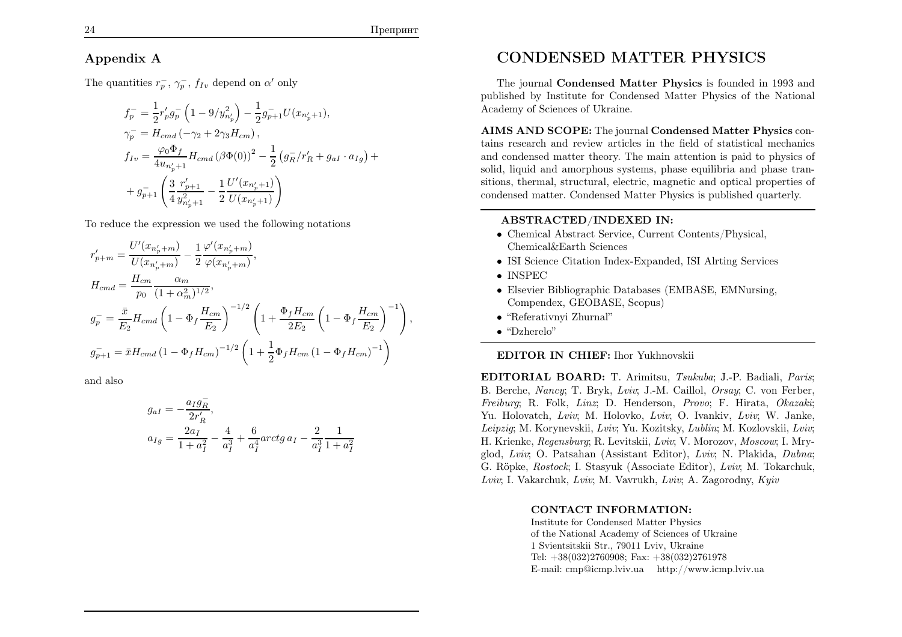## Appendix A

The quantities $r_p^-$, $\gamma_p^-$, $f_{Iv}$ depend on $\alpha'$ only

$$
\begin{aligned}
f_p^- &= \frac{1}{2} r'_p g_p^- \left(1 - 9/y^2_{n'_p}\right) - \frac{1}{2} g^-_{p+1} U(x_{n'_p+1}), \\
\gamma_p^- &= H_{cmd} \left(-\gamma_2 + 2\gamma_3 H_{cm}\right), \\
f_{Iv} &= \frac{\varphi_0 \Phi_f}{4 u_{n'_p+1}} H_{cmd} \left(\beta \Phi(0)\right)^2 - \frac{1}{2} \left(g_R^- / r'_R + g_{aI} \cdot a_{Ig}\right) + \\
&+ g^-_{p+1} \left( \frac{3}{4} \frac{r'_{p+1}}{y^2_{n'_p+1}} - \frac{1}{2} \frac{U'(x_{n'_p+1})}{U(x_{n'_p+1})} \right)
\end{aligned}
$$

To reduce the expression we used the following notations

$$
\begin{aligned}
r'_{p+m} &= \frac{U'(x_{n'_p+m})}{U(x_{n'_p+m})} - \frac{1}{2} \frac{\varphi'(x_{n'_p+m})}{\varphi(x_{n'_p+m})}, \\
H_{cmd} &= \frac{H_{cm}}{p_0} \frac{\alpha_m}{(1+\alpha_m^2)^{1/2}}, \\
g_p^- &= \frac{\bar{x}}{E_2} H_{cmd} \left(1 - \Phi_f \frac{H_{cm}}{E_2}\right)^{-1/2} \left(1 + \frac{\Phi_f H_{cm}}{2E_2} \left(1 - \Phi_f \frac{H_{cm}}{E_2}\right)^{-1}\right), \\
g^-_{p+1} &= \bar{x} H_{cmd} \left(1 - \Phi_f H_{cm}\right)^{-1/2} \left(1 + \frac{1}{2} \Phi_f H_{cm} \left(1 - \Phi_f H_{cm}\right)^{-1}\right)
\end{aligned}
$$

and also

$$
\begin{aligned}
g_{aI} &= -\frac{a_I g_R^-}{2 r'_R}, \\
a_{Ig} &= \frac{2a_I}{1 + a_I^2} - \frac{4}{a_I^3} + \frac{6}{a_I^4} arctg\, a_I - \frac{2}{a_I^3} \frac{1}{1 + a_I^2}
\end{aligned}
$$

# CONDENSED MATTER PHYSICS

The journal **Condensed Matter Physics** is founded in 1993 and published by Institute for Condensed Matter Physics of the National Academy of Sciences of Ukraine.

**AIMS AND SCOPE:** The journal **Condensed Matter Physics** contains research and review articles in the field of statistical mechanics and condensed matter theory. The main attention is paid to physics of solid, liquid and amorphous systems, phase equilibria and phase transitions, thermal, structural, electric, magnetic and optical properties of condensed matter. Condensed Matter Physics is published quarterly.

**ABSTRACTED/INDEXED IN:**

- Chemical Abstract Service, Current Contents/Physical, Chemical&Earth Sciences
- ISI Science Citation Index-Expanded, ISI Alrting Services
- INSPEC
- Elsevier Bibliographic Databases (EMBASE, EMNursing, Compendex, GEOBASE, Scopus)
- "Referativnyi Zhurnal"
- "Dzherelo"

**EDITOR IN CHIEF:** Ihor Yukhnovskii

**EDITORIAL BOARD:** T. Arimitsu, *Tsukuba*; J.-P. Badiali, *Paris*; B. Berche, *Nancy*; T. Bryk, *Lviv*; J.-M. Caillol, *Orsay*; C. von Ferber, *Freiburg*; R. Folk, *Linz*; D. Henderson, *Provo*; F. Hirata, *Okazaki*; Yu. Holovatch, *Lviv*; M. Holovko, *Lviv*; O. Ivankiv, *Lviv*; W. Janke, *Leipzig*; M. Korynevskii, *Lviv*; Yu. Kozitsky, *Lublin*; M. Kozlovskii, *Lviv*; H. Krienke, *Regensburg*; R. Levitskii, *Lviv*; V. Morozov, *Moscow*; I. Mryglod, *Lviv*; O. Patsahan (Assistant Editor), *Lviv*; N. Plakida, *Dubna*; G. Röpke, *Rostock*; I. Stasyuk (Associate Editor), *Lviv*; M. Tokarchuk, *Lviv*; I. Vakarchuk, *Lviv*; M. Vavrukh, *Lviv*; A. Zagorodny, *Kyiv*

**CONTACT INFORMATION:**

Institute for Condensed Matter Physics
of the National Academy of Sciences of Ukraine
1 Svientsitskii Str., 79011 Lviv, Ukraine
Tel: +38(032)2760908; Fax: +38(032)2761978
E-mail: cmp@icmp.lviv.ua http://www.icmp.lviv.ua